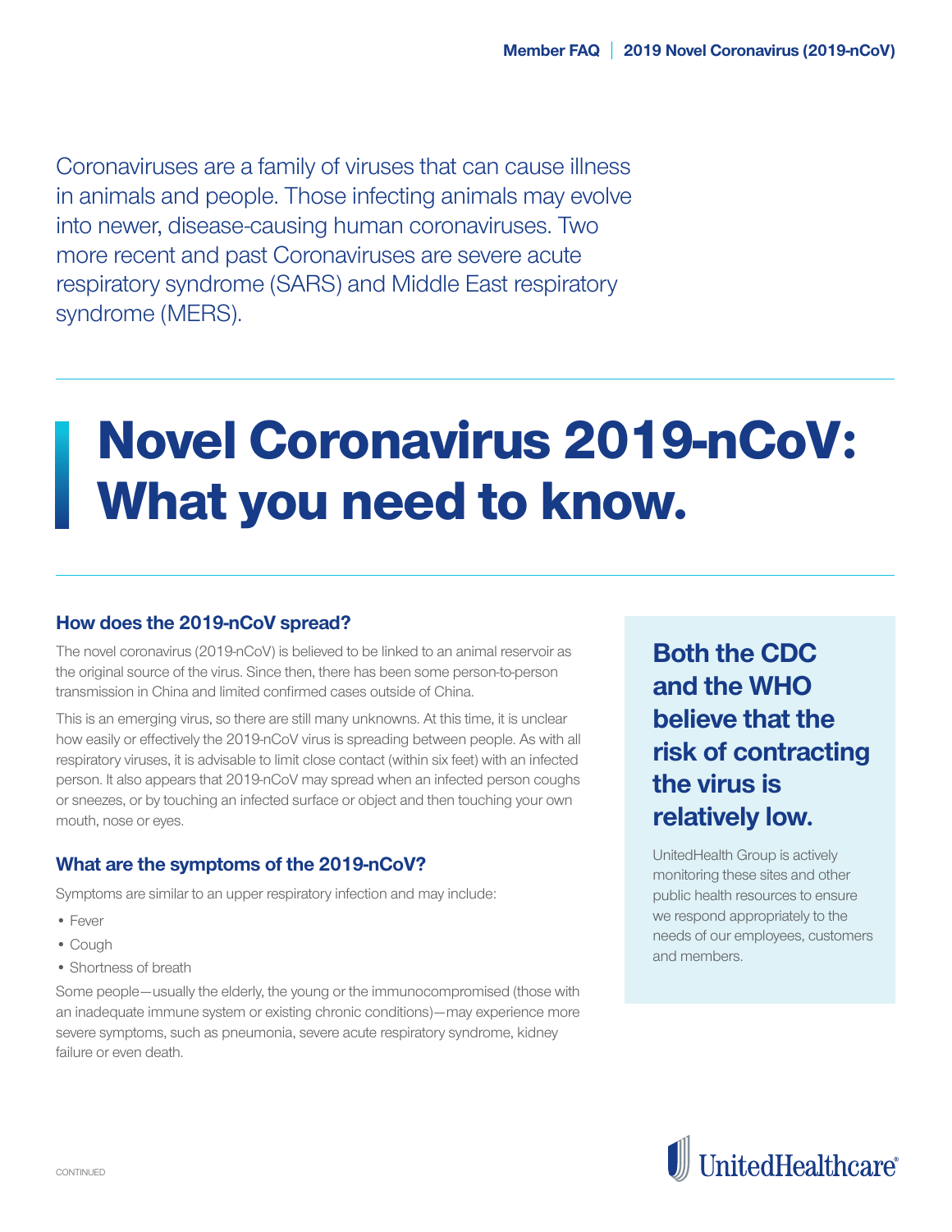Coronaviruses are a family of viruses that can cause illness in animals and people. Those infecting animals may evolve into newer, disease-causing human coronaviruses. Two more recent and past Coronaviruses are severe acute respiratory syndrome (SARS) and Middle East respiratory syndrome (MERS).

# Novel Coronavirus 2019-nCoV: What you need to know.

### How does the 2019-nCoV spread?

The novel coronavirus (2019-nCoV) is believed to be linked to an animal reservoir as the original source of the virus. Since then, there has been some person-to-person transmission in China and limited confirmed cases outside of China.

This is an emerging virus, so there are still many unknowns. At this time, it is unclear how easily or effectively the 2019-nCoV virus is spreading between people. As with all respiratory viruses, it is advisable to limit close contact (within six feet) with an infected person. It also appears that 2019-nCoV may spread when an infected person coughs or sneezes, or by touching an infected surface or object and then touching your own mouth, nose or eyes.

### What are the symptoms of the 2019-nCoV?

Symptoms are similar to an upper respiratory infection and may include:

- Fever
- Cough
- Shortness of breath

Some people—usually the elderly, the young or the immunocompromised (those with an inadequate immune system or existing chronic conditions)—may experience more severe symptoms, such as pneumonia, severe acute respiratory syndrome, kidney failure or even death.

**Both the CDC and the WHO believe that the risk of contracting the virus is relatively low.**

UnitedHealth Group is actively monitoring these sites and other public health resources to ensure we respond appropriately to the needs of our employees, customers and members.

CONTINUED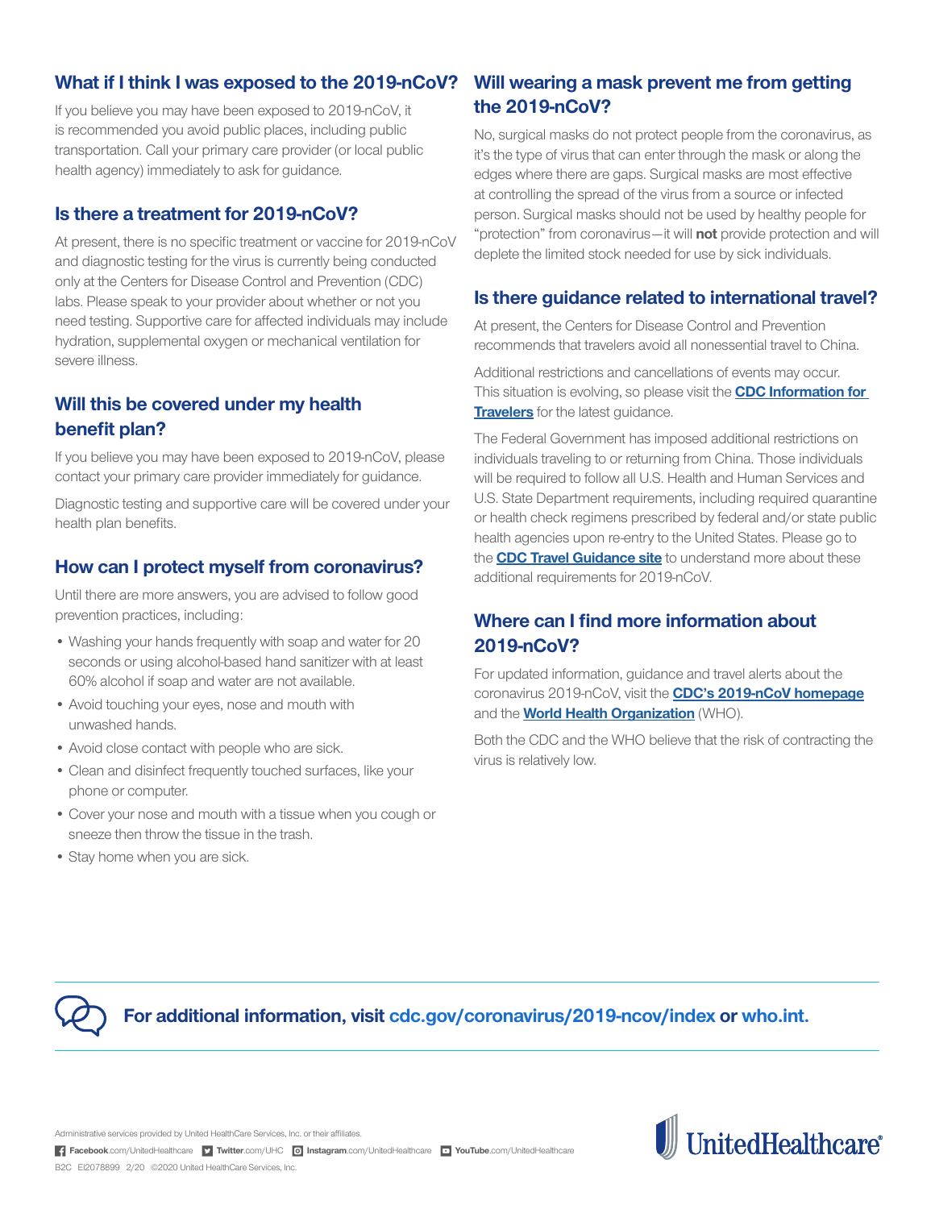## What if I think I was exposed to the 2019-nCoV?

If you believe you may have been exposed to 2019-nCoV, it is recommended you avoid public places, including public transportation. Call your primary care provider (or local public health agency) immediately to ask for guidance.

## Is there a treatment for 2019-nCoV?

At present, there is no specific treatment or vaccine for 2019-nCoV and diagnostic testing for the virus is currently being conducted only at the Centers for Disease Control and Prevention (CDC) labs. Please speak to your provider about whether or not you need testing. Supportive care for affected individuals may include hydration, supplemental oxygen or mechanical ventilation for severe illness.

## Will this be covered under my health benefit plan?

If you believe you may have been exposed to 2019-nCoV, please contact your primary care provider immediately for guidance.

Diagnostic testing and supportive care will be covered under your health plan benefits.

## How can I protect myself from coronavirus?

Until there are more answers, you are advised to follow good prevention practices, including:

- Washing your hands frequently with soap and water for 20 seconds or using alcohol-based hand sanitizer with at least 60% alcohol if soap and water are not available.
- Avoid touching your eyes, nose and mouth with unwashed hands.
- Avoid close contact with people who are sick.
- Clean and disinfect frequently touched surfaces, like your phone or computer.
- Cover your nose and mouth with a tissue when you cough or sneeze then throw the tissue in the trash.
- Stay home when you are sick.

## Will wearing a mask prevent me from getting the 2019-nCoV?

No, surgical masks do not protect people from the coronavirus, as it's the type of virus that can enter through the mask or along the edges where there are gaps. Surgical masks are most effective at controlling the spread of the virus from a source or infected person. Surgical masks should not be used by healthy people for "protection" from coronavirus—it will **not** provide protection and will deplete the limited stock needed for use by sick individuals.

## Is there guidance related to international travel?

At present, the Centers for Disease Control and Prevention recommends that travelers avoid all nonessential travel to China.

Additional restrictions and cancellations of events may occur. This situation is evolving, so please visit the **CDC Information for Travelers** for the latest guidance.

The Federal Government has imposed additional restrictions on individuals traveling to or returning from China. Those individuals will be required to follow all U.S. Health and Human Services and U.S. State Department requirements, including required quarantine or health check regimens prescribed by federal and/or state public health agencies upon re-entry to the United States. Please go to the **CDC Travel Guidance site** to understand more about these additional requirements for 2019-nCoV.

## Where can I find more information about 2019-nCoV?

For updated information, guidance and travel alerts about the coronavirus 2019-nCoV, visit the **CDC's 2019-nCoV homepage** and the **World Health Organization** (WHO).

Both the CDC and the WHO believe that the risk of contracting the virus is relatively low.

**For additional information, visit cdc.gov/coronavirus/2019-ncov/index or who.int.**

Administrative services provided by United HealthCare Services, Inc. or their affiliates.

**Facebook**.com/UnitedHealthcare **Twitter**.com/UHC **Instagram**.com/UnitedHealthcare **YouTube**.com/UnitedHealthcare

B2C EI2078899 2/20 ©2020 United HealthCare Services, Inc.

UnitedHealthcare®